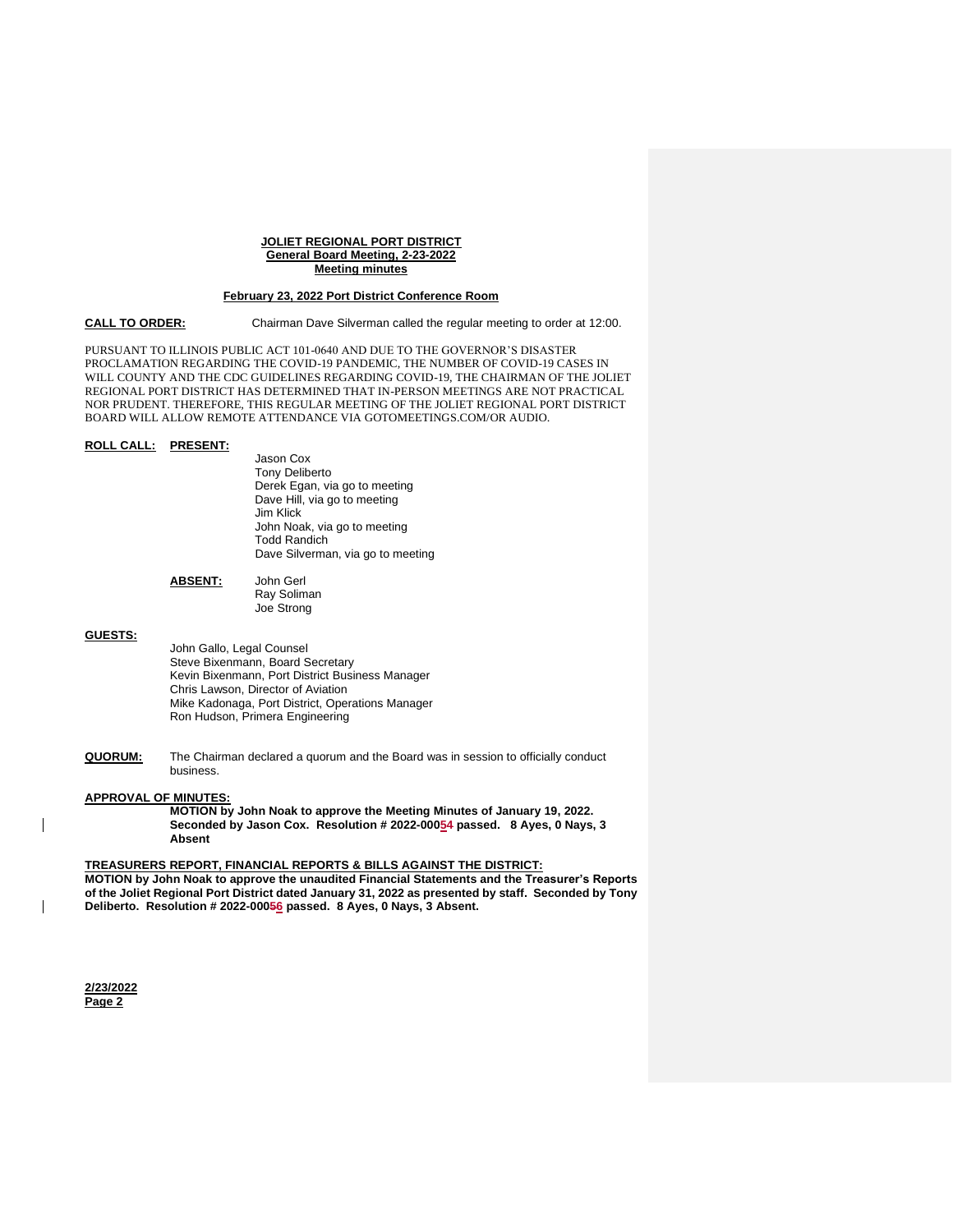**JOLIET REGIONAL PORT DISTRICT**
**General Board Meeting, 2-23-2022**
**Meeting minutes**

**February 23, 2022 Port District Conference Room**

**CALL TO ORDER:** Chairman Dave Silverman called the regular meeting to order at 12:00.

PURSUANT TO ILLINOIS PUBLIC ACT 101-0640 AND DUE TO THE GOVERNOR'S DISASTER PROCLAMATION REGARDING THE COVID-19 PANDEMIC, THE NUMBER OF COVID-19 CASES IN WILL COUNTY AND THE CDC GUIDELINES REGARDING COVID-19, THE CHAIRMAN OF THE JOLIET REGIONAL PORT DISTRICT HAS DETERMINED THAT IN-PERSON MEETINGS ARE NOT PRACTICAL NOR PRUDENT. THEREFORE, THIS REGULAR MEETING OF THE JOLIET REGIONAL PORT DISTRICT BOARD WILL ALLOW REMOTE ATTENDANCE VIA GOTOMEETINGS.COM/OR AUDIO.

**ROLL CALL:** **PRESENT:**

Jason Cox
Tony Deliberto
Derek Egan, via go to meeting
Dave Hill, via go to meeting
Jim Klick
John Noak, via go to meeting
Todd Randich
Dave Silverman, via go to meeting

**ABSENT:**

John Gerl
Ray Soliman
Joe Strong

**GUESTS:**

John Gallo, Legal Counsel
Steve Bixenmann, Board Secretary
Kevin Bixenmann, Port District Business Manager
Chris Lawson, Director of Aviation
Mike Kadonaga, Port District, Operations Manager
Ron Hudson, Primera Engineering

**QUORUM:** The Chairman declared a quorum and the Board was in session to officially conduct business.

**APPROVAL OF MINUTES:**

**MOTION by John Noak to approve the Meeting Minutes of January 19, 2022. Seconded by Jason Cox. Resolution # 2022-00054 passed. 8 Ayes, 0 Nays, 3 Absent**

**TREASURERS REPORT, FINANCIAL REPORTS & BILLS AGAINST THE DISTRICT:**

**MOTION by John Noak to approve the unaudited Financial Statements and the Treasurer's Reports of the Joliet Regional Port District dated January 31, 2022 as presented by staff. Seconded by Tony Deliberto. Resolution # 2022-00056 passed. 8 Ayes, 0 Nays, 3 Absent.**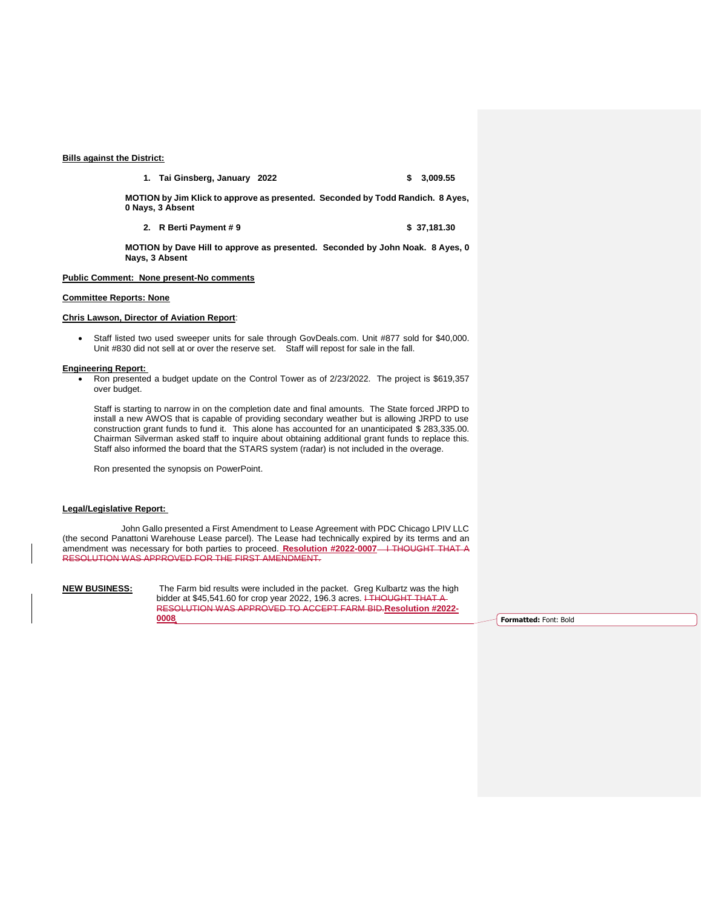**Bills against the District:**

1. **Tai Ginsberg, January 2022** **$ 3,009.55**

**MOTION by Jim Klick to approve as presented. Seconded by Todd Randich. 8 Ayes, 0 Nays, 3 Absent**

2. **R Berti Payment # 9** **$ 37,181.30**

**MOTION by Dave Hill to approve as presented. Seconded by John Noak. 8 Ayes, 0 Nays, 3 Absent**

**Public Comment: None present-No comments**

**Committee Reports: None**

**Chris Lawson, Director of Aviation Report**:

- Staff listed two used sweeper units for sale through GovDeals.com. Unit #877 sold for $40,000. Unit #830 did not sell at or over the reserve set. Staff will repost for sale in the fall.

**Engineering Report:**

- Ron presented a budget update on the Control Tower as of 2/23/2022. The project is $619,357 over budget.

  Staff is starting to narrow in on the completion date and final amounts. The State forced JRPD to install a new AWOS that is capable of providing secondary weather but is allowing JRPD to use construction grant funds to fund it. This alone has accounted for an unanticipated $ 283,335.00. Chairman Silverman asked staff to inquire about obtaining additional grant funds to replace this. Staff also informed the board that the STARS system (radar) is not included in the overage.

  Ron presented the synopsis on PowerPoint.

**Legal/Legislative Report:**

John Gallo presented a First Amendment to Lease Agreement with PDC Chicago LPIV LLC (the second Panattoni Warehouse Lease parcel). The Lease had technically expired by its terms and an amendment was necessary for both parties to proceed. **Resolution #2022-0007** ~~I THOUGHT THAT A RESOLUTION WAS APPROVED FOR THE FIRST AMENDMENT.~~

**NEW BUSINESS:** The Farm bid results were included in the packet. Greg Kulbartz was the high bidder at $45,541.60 for crop year 2022, 196.3 acres. ~~I THOUGHT THAT A RESOLUTION WAS APPROVED TO ACCEPT FARM BID.~~ **Resolution #2022-0008**

Formatted: Font: Bold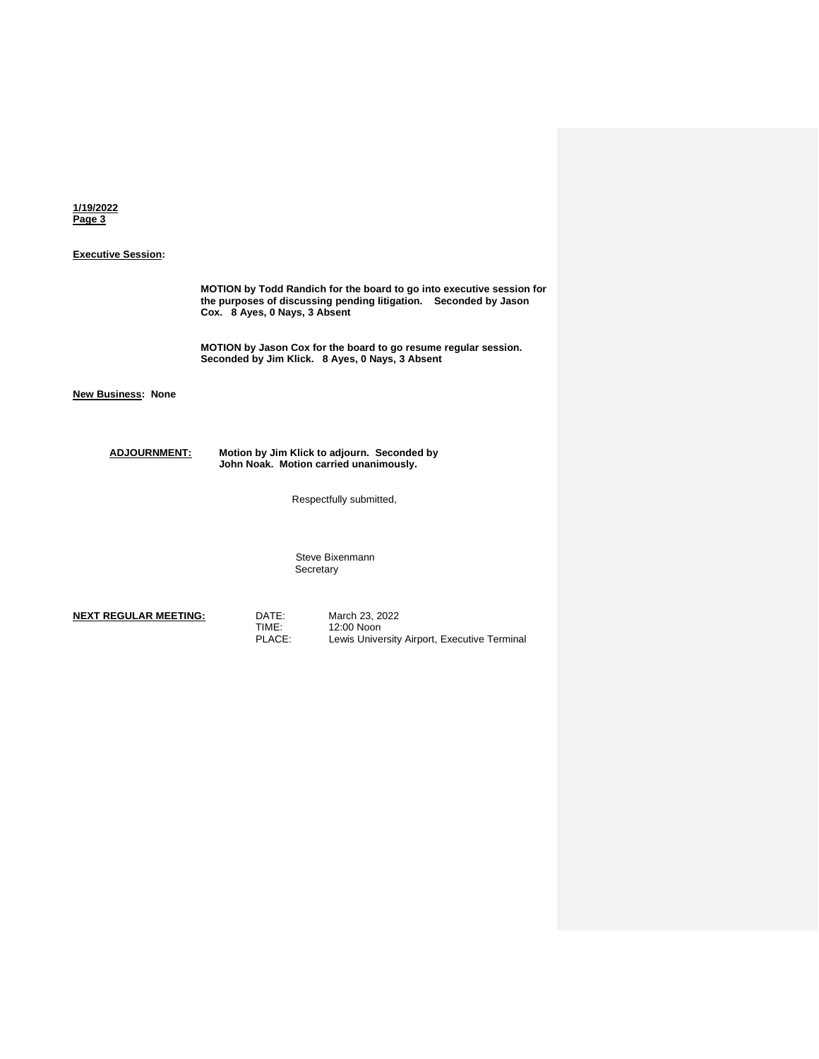**Executive Session:**

**MOTION by Todd Randich for the board to go into executive session for the purposes of discussing pending litigation. Seconded by Jason Cox. 8 Ayes, 0 Nays, 3 Absent**

**MOTION by Jason Cox for the board to go resume regular session. Seconded by Jim Klick. 8 Ayes, 0 Nays, 3 Absent**

**New Business: None**

**ADJOURNMENT:** **Motion by Jim Klick to adjourn. Seconded by John Noak. Motion carried unanimously.**

Respectfully submitted,

Steve Bixenmann
Secretary

**NEXT REGULAR MEETING:**

DATE: March 23, 2022
TIME: 12:00 Noon
PLACE: Lewis University Airport, Executive Terminal